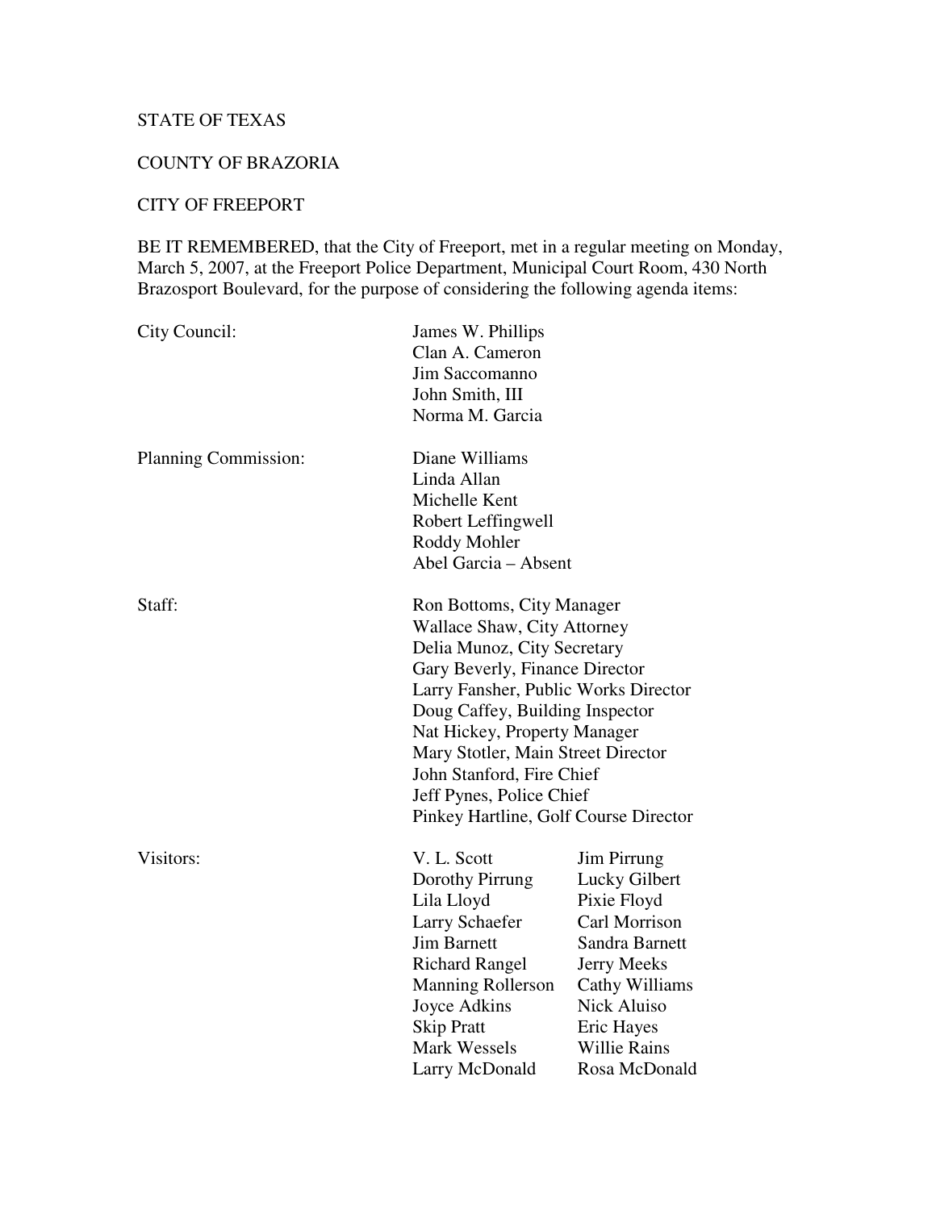STATE OF TEXAS

COUNTY OF BRAZORIA

CITY OF FREEPORT

BE IT REMEMBERED, that the City of Freeport, met in a regular meeting on Monday, March 5, 2007, at the Freeport Police Department, Municipal Court Room, 430 North Brazosport Boulevard, for the purpose of considering the following agenda items:

City Council:

- James W. Phillips
- Clan A. Cameron
- Jim Saccomanno
- John Smith, III
- Norma M. Garcia

Planning Commission:

- Diane Williams
- Linda Allan
- Michelle Kent
- Robert Leffingwell
- Roddy Mohler
- Abel Garcia – Absent

Staff:

- Ron Bottoms, City Manager
- Wallace Shaw, City Attorney
- Delia Munoz, City Secretary
- Gary Beverly, Finance Director
- Larry Fansher, Public Works Director
- Doug Caffey, Building Inspector
- Nat Hickey, Property Manager
- Mary Stotler, Main Street Director
- John Stanford, Fire Chief
- Jeff Pynes, Police Chief
- Pinkey Hartline, Golf Course Director

Visitors:

| | |
|---|---|
| V. L. Scott | Jim Pirrung |
| Dorothy Pirrung | Lucky Gilbert |
| Lila Lloyd | Pixie Floyd |
| Larry Schaefer | Carl Morrison |
| Jim Barnett | Sandra Barnett |
| Richard Rangel | Jerry Meeks |
| Manning Rollerson | Cathy Williams |
| Joyce Adkins | Nick Aluiso |
| Skip Pratt | Eric Hayes |
| Mark Wessels | Willie Rains |
| Larry McDonald | Rosa McDonald |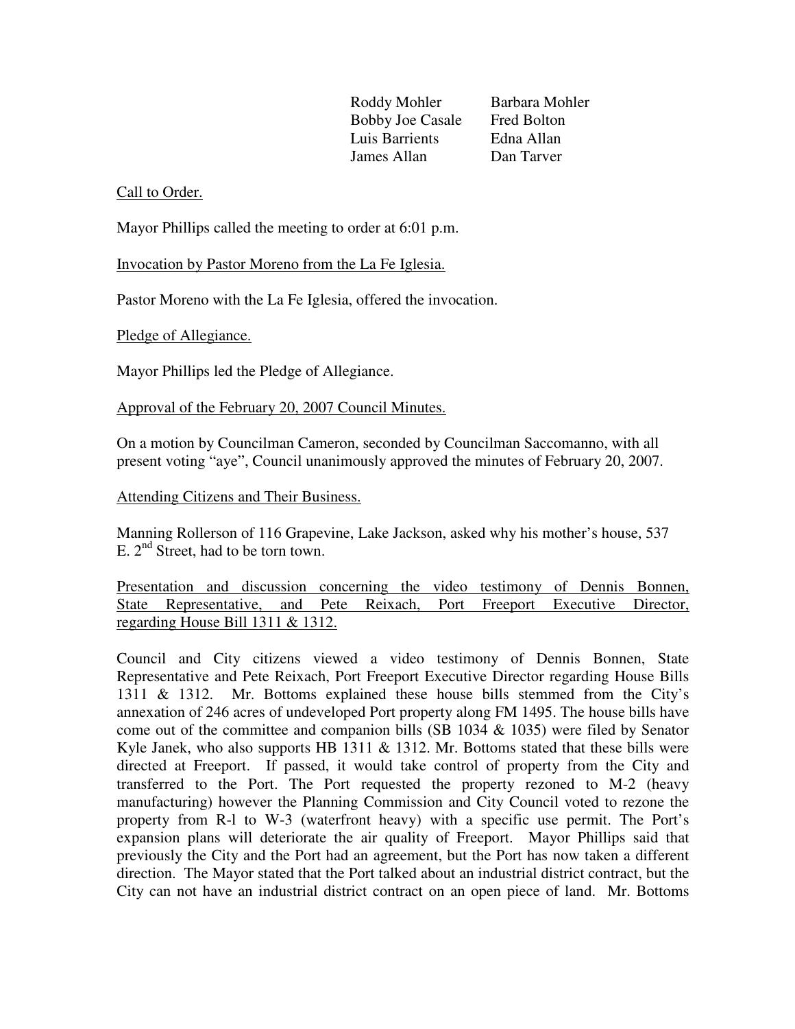| | |
|---|---|
| Roddy Mohler | Barbara Mohler |
| Bobby Joe Casale | Fred Bolton |
| Luis Barrients | Edna Allan |
| James Allan | Dan Tarver |

Call to Order.

Mayor Phillips called the meeting to order at 6:01 p.m.

Invocation by Pastor Moreno from the La Fe Iglesia.

Pastor Moreno with the La Fe Iglesia, offered the invocation.

Pledge of Allegiance.

Mayor Phillips led the Pledge of Allegiance.

Approval of the February 20, 2007 Council Minutes.

On a motion by Councilman Cameron, seconded by Councilman Saccomanno, with all present voting "aye", Council unanimously approved the minutes of February 20, 2007.

Attending Citizens and Their Business.

Manning Rollerson of 116 Grapevine, Lake Jackson, asked why his mother's house, 537 E. 2nd Street, had to be torn town.

Presentation and discussion concerning the video testimony of Dennis Bonnen, State Representative, and Pete Reixach, Port Freeport Executive Director, regarding House Bill 1311 & 1312.

Council and City citizens viewed a video testimony of Dennis Bonnen, State Representative and Pete Reixach, Port Freeport Executive Director regarding House Bills 1311 & 1312. Mr. Bottoms explained these house bills stemmed from the City's annexation of 246 acres of undeveloped Port property along FM 1495. The house bills have come out of the committee and companion bills (SB 1034 & 1035) were filed by Senator Kyle Janek, who also supports HB 1311 & 1312. Mr. Bottoms stated that these bills were directed at Freeport. If passed, it would take control of property from the City and transferred to the Port. The Port requested the property rezoned to M-2 (heavy manufacturing) however the Planning Commission and City Council voted to rezone the property from R-l to W-3 (waterfront heavy) with a specific use permit. The Port's expansion plans will deteriorate the air quality of Freeport. Mayor Phillips said that previously the City and the Port had an agreement, but the Port has now taken a different direction. The Mayor stated that the Port talked about an industrial district contract, but the City can not have an industrial district contract on an open piece of land. Mr. Bottoms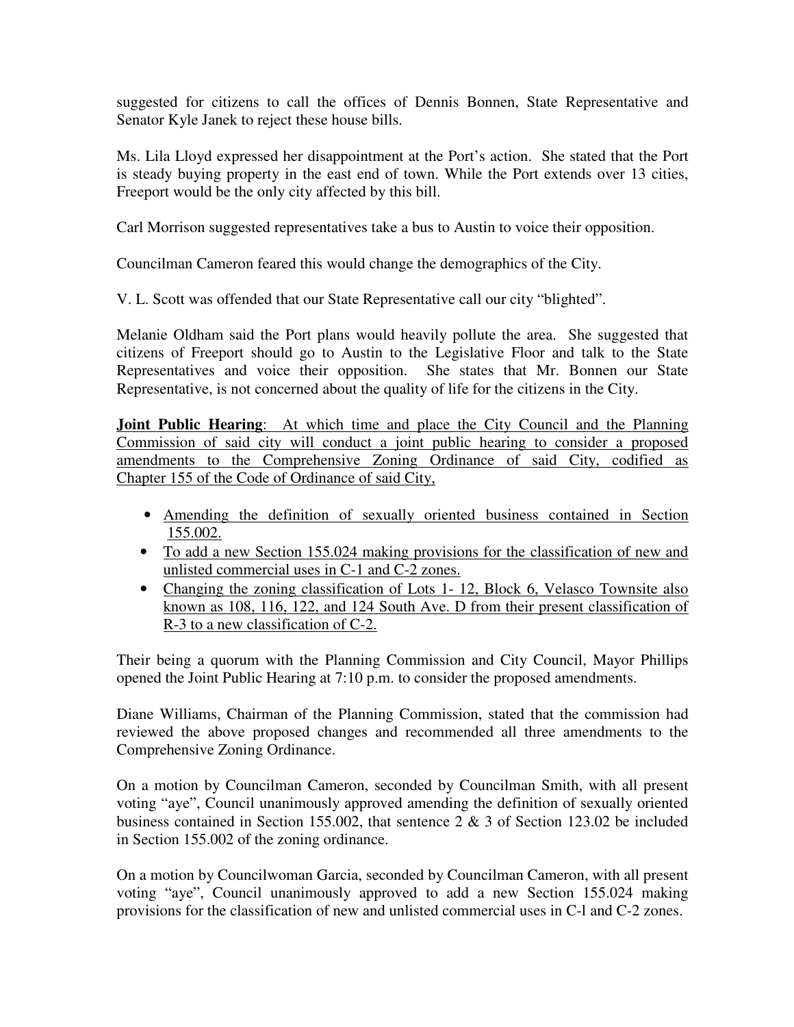suggested for citizens to call the offices of Dennis Bonnen, State Representative and Senator Kyle Janek to reject these house bills.

Ms. Lila Lloyd expressed her disappointment at the Port's action. She stated that the Port is steady buying property in the east end of town. While the Port extends over 13 cities, Freeport would be the only city affected by this bill.

Carl Morrison suggested representatives take a bus to Austin to voice their opposition.

Councilman Cameron feared this would change the demographics of the City.

V. L. Scott was offended that our State Representative call our city "blighted".

Melanie Oldham said the Port plans would heavily pollute the area. She suggested that citizens of Freeport should go to Austin to the Legislative Floor and talk to the State Representatives and voice their opposition. She states that Mr. Bonnen our State Representative, is not concerned about the quality of life for the citizens in the City.

<u>**Joint Public Hearing**: At which time and place the City Council and the Planning Commission of said city will conduct a joint public hearing to consider a proposed amendments to the Comprehensive Zoning Ordinance of said City, codified as Chapter 155 of the Code of Ordinance of said City,</u>

- <u>Amending the definition of sexually oriented business contained in Section 155.002.</u>
- <u>To add a new Section 155.024 making provisions for the classification of new and unlisted commercial uses in C-1 and C-2 zones.</u>
- <u>Changing the zoning classification of Lots 1- 12, Block 6, Velasco Townsite also known as 108, 116, 122, and 124 South Ave. D from their present classification of R-3 to a new classification of C-2.</u>

Their being a quorum with the Planning Commission and City Council, Mayor Phillips opened the Joint Public Hearing at 7:10 p.m. to consider the proposed amendments.

Diane Williams, Chairman of the Planning Commission, stated that the commission had reviewed the above proposed changes and recommended all three amendments to the Comprehensive Zoning Ordinance.

On a motion by Councilman Cameron, seconded by Councilman Smith, with all present voting "aye", Council unanimously approved amending the definition of sexually oriented business contained in Section 155.002, that sentence 2 & 3 of Section 123.02 be included in Section 155.002 of the zoning ordinance.

On a motion by Councilwoman Garcia, seconded by Councilman Cameron, with all present voting "aye", Council unanimously approved to add a new Section 155.024 making provisions for the classification of new and unlisted commercial uses in C-l and C-2 zones.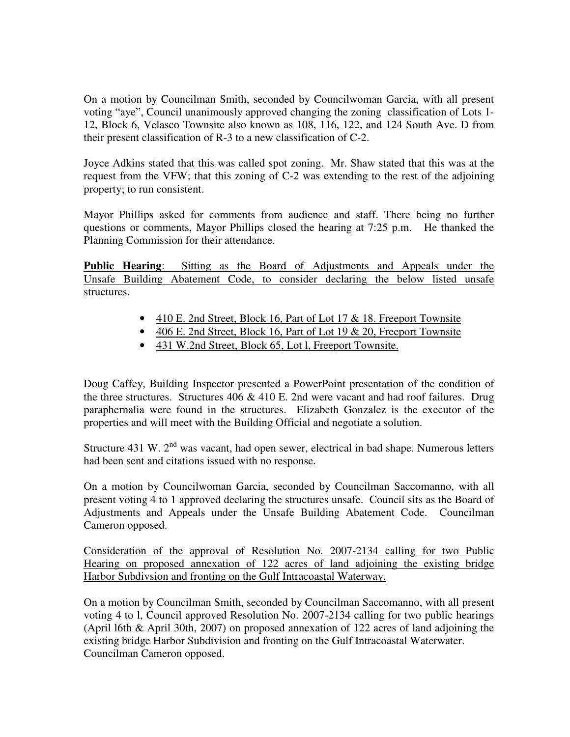On a motion by Councilman Smith, seconded by Councilwoman Garcia, with all present voting "aye", Council unanimously approved changing the zoning classification of Lots 1-12, Block 6, Velasco Townsite also known as 108, 116, 122, and 124 South Ave. D from their present classification of R-3 to a new classification of C-2.

Joyce Adkins stated that this was called spot zoning. Mr. Shaw stated that this was at the request from the VFW; that this zoning of C-2 was extending to the rest of the adjoining property; to run consistent.

Mayor Phillips asked for comments from audience and staff. There being no further questions or comments, Mayor Phillips closed the hearing at 7:25 p.m. He thanked the Planning Commission for their attendance.

**Public Hearing**: Sitting as the Board of Adjustments and Appeals under the Unsafe Building Abatement Code, to consider declaring the below listed unsafe structures.

- 410 E. 2nd Street, Block 16, Part of Lot 17 & 18. Freeport Townsite
- 406 E. 2nd Street, Block 16, Part of Lot 19 & 20, Freeport Townsite
- 431 W.2nd Street, Block 65, Lot l, Freeport Townsite.

Doug Caffey, Building Inspector presented a PowerPoint presentation of the condition of the three structures. Structures 406 & 410 E. 2nd were vacant and had roof failures. Drug paraphernalia were found in the structures. Elizabeth Gonzalez is the executor of the properties and will meet with the Building Official and negotiate a solution.

Structure 431 W. 2nd was vacant, had open sewer, electrical in bad shape. Numerous letters had been sent and citations issued with no response.

On a motion by Councilwoman Garcia, seconded by Councilman Saccomanno, with all present voting 4 to 1 approved declaring the structures unsafe. Council sits as the Board of Adjustments and Appeals under the Unsafe Building Abatement Code. Councilman Cameron opposed.

Consideration of the approval of Resolution No. 2007-2134 calling for two Public Hearing on proposed annexation of 122 acres of land adjoining the existing bridge Harbor Subdivsion and fronting on the Gulf Intracoastal Waterway.

On a motion by Councilman Smith, seconded by Councilman Saccomanno, with all present voting 4 to l, Council approved Resolution No. 2007-2134 calling for two public hearings (April l6th & April 30th, 2007) on proposed annexation of 122 acres of land adjoining the existing bridge Harbor Subdivision and fronting on the Gulf Intracoastal Waterwater. Councilman Cameron opposed.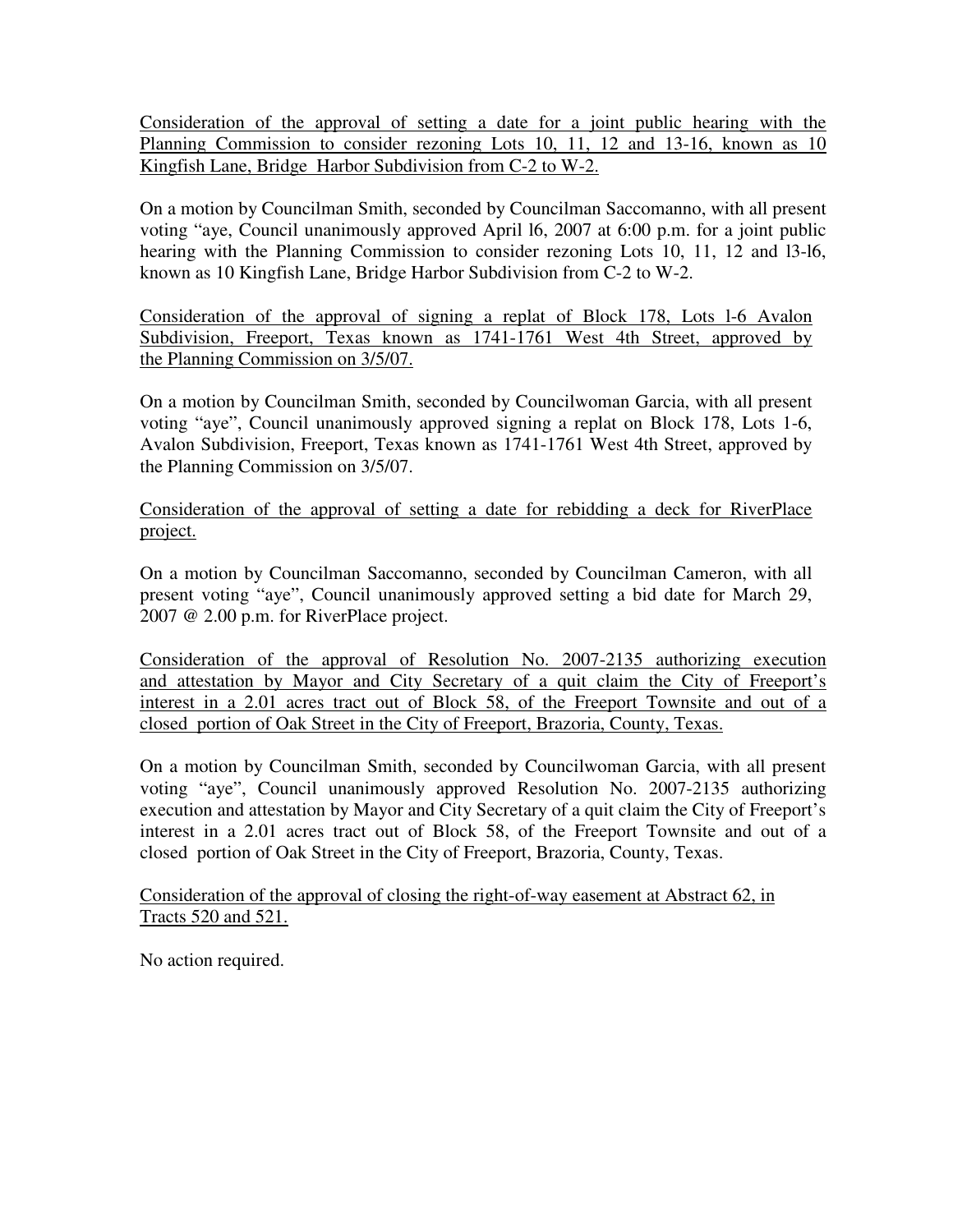<u>Consideration of the approval of setting a date for a joint public hearing with the Planning Commission to consider rezoning Lots 10, 11, 12 and 13-16, known as 10 Kingfish Lane, Bridge Harbor Subdivision from C-2 to W-2.</u>

On a motion by Councilman Smith, seconded by Councilman Saccomanno, with all present voting "aye, Council unanimously approved April l6, 2007 at 6:00 p.m. for a joint public hearing with the Planning Commission to consider rezoning Lots 10, 11, 12 and l3-l6, known as 10 Kingfish Lane, Bridge Harbor Subdivision from C-2 to W-2.

<u>Consideration of the approval of signing a replat of Block 178, Lots l-6 Avalon Subdivision, Freeport, Texas known as 1741-1761 West 4th Street, approved by the Planning Commission on 3/5/07.</u>

On a motion by Councilman Smith, seconded by Councilwoman Garcia, with all present voting "aye", Council unanimously approved signing a replat on Block 178, Lots 1-6, Avalon Subdivision, Freeport, Texas known as 1741-1761 West 4th Street, approved by the Planning Commission on 3/5/07.

<u>Consideration of the approval of setting a date for rebidding a deck for RiverPlace project.</u>

On a motion by Councilman Saccomanno, seconded by Councilman Cameron, with all present voting "aye", Council unanimously approved setting a bid date for March 29, 2007 @ 2.00 p.m. for RiverPlace project.

<u>Consideration of the approval of Resolution No. 2007-2135 authorizing execution and attestation by Mayor and City Secretary of a quit claim the City of Freeport's interest in a 2.01 acres tract out of Block 58, of the Freeport Townsite and out of a closed portion of Oak Street in the City of Freeport, Brazoria, County, Texas.</u>

On a motion by Councilman Smith, seconded by Councilwoman Garcia, with all present voting "aye", Council unanimously approved Resolution No. 2007-2135 authorizing execution and attestation by Mayor and City Secretary of a quit claim the City of Freeport's interest in a 2.01 acres tract out of Block 58, of the Freeport Townsite and out of a closed portion of Oak Street in the City of Freeport, Brazoria, County, Texas.

<u>Consideration of the approval of closing the right-of-way easement at Abstract 62, in Tracts 520 and 521.</u>

No action required.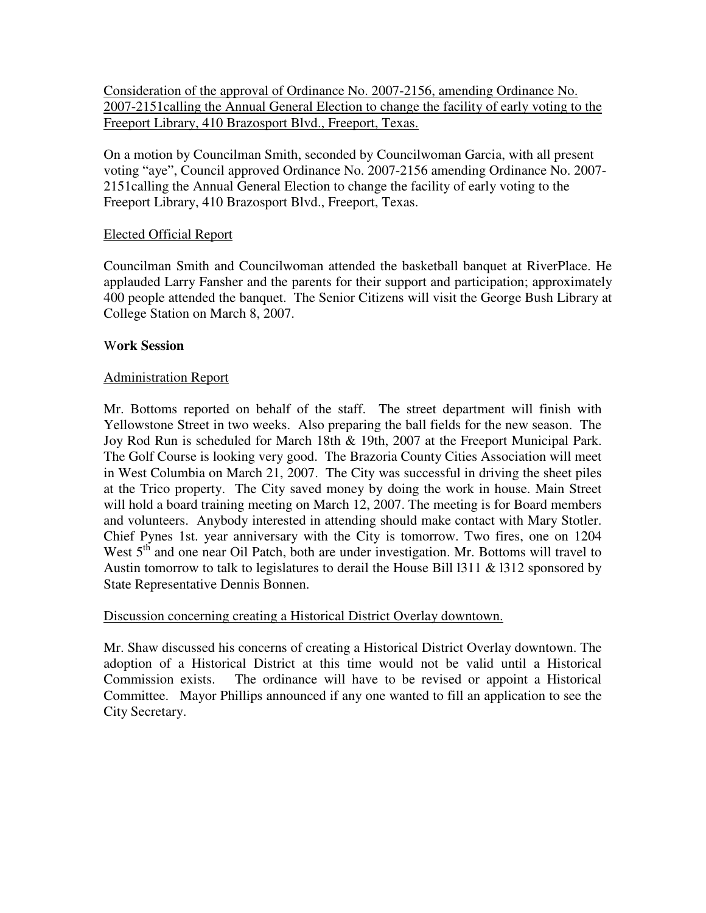Consideration of the approval of Ordinance No. 2007-2156, amending Ordinance No. 2007-2151calling the Annual General Election to change the facility of early voting to the Freeport Library, 410 Brazosport Blvd., Freeport, Texas.

On a motion by Councilman Smith, seconded by Councilwoman Garcia, with all present voting "aye", Council approved Ordinance No. 2007-2156 amending Ordinance No. 2007-2151calling the Annual General Election to change the facility of early voting to the Freeport Library, 410 Brazosport Blvd., Freeport, Texas.

Elected Official Report

Councilman Smith and Councilwoman attended the basketball banquet at RiverPlace. He applauded Larry Fansher and the parents for their support and participation; approximately 400 people attended the banquet. The Senior Citizens will visit the George Bush Library at College Station on March 8, 2007.

**Work Session**

Administration Report

Mr. Bottoms reported on behalf of the staff. The street department will finish with Yellowstone Street in two weeks. Also preparing the ball fields for the new season. The Joy Rod Run is scheduled for March 18th & 19th, 2007 at the Freeport Municipal Park. The Golf Course is looking very good. The Brazoria County Cities Association will meet in West Columbia on March 21, 2007. The City was successful in driving the sheet piles at the Trico property. The City saved money by doing the work in house. Main Street will hold a board training meeting on March 12, 2007. The meeting is for Board members and volunteers. Anybody interested in attending should make contact with Mary Stotler. Chief Pynes 1st. year anniversary with the City is tomorrow. Two fires, one on 1204 West 5th and one near Oil Patch, both are under investigation. Mr. Bottoms will travel to Austin tomorrow to talk to legislatures to derail the House Bill l311 & l312 sponsored by State Representative Dennis Bonnen.

Discussion concerning creating a Historical District Overlay downtown.

Mr. Shaw discussed his concerns of creating a Historical District Overlay downtown. The adoption of a Historical District at this time would not be valid until a Historical Commission exists. The ordinance will have to be revised or appoint a Historical Committee. Mayor Phillips announced if any one wanted to fill an application to see the City Secretary.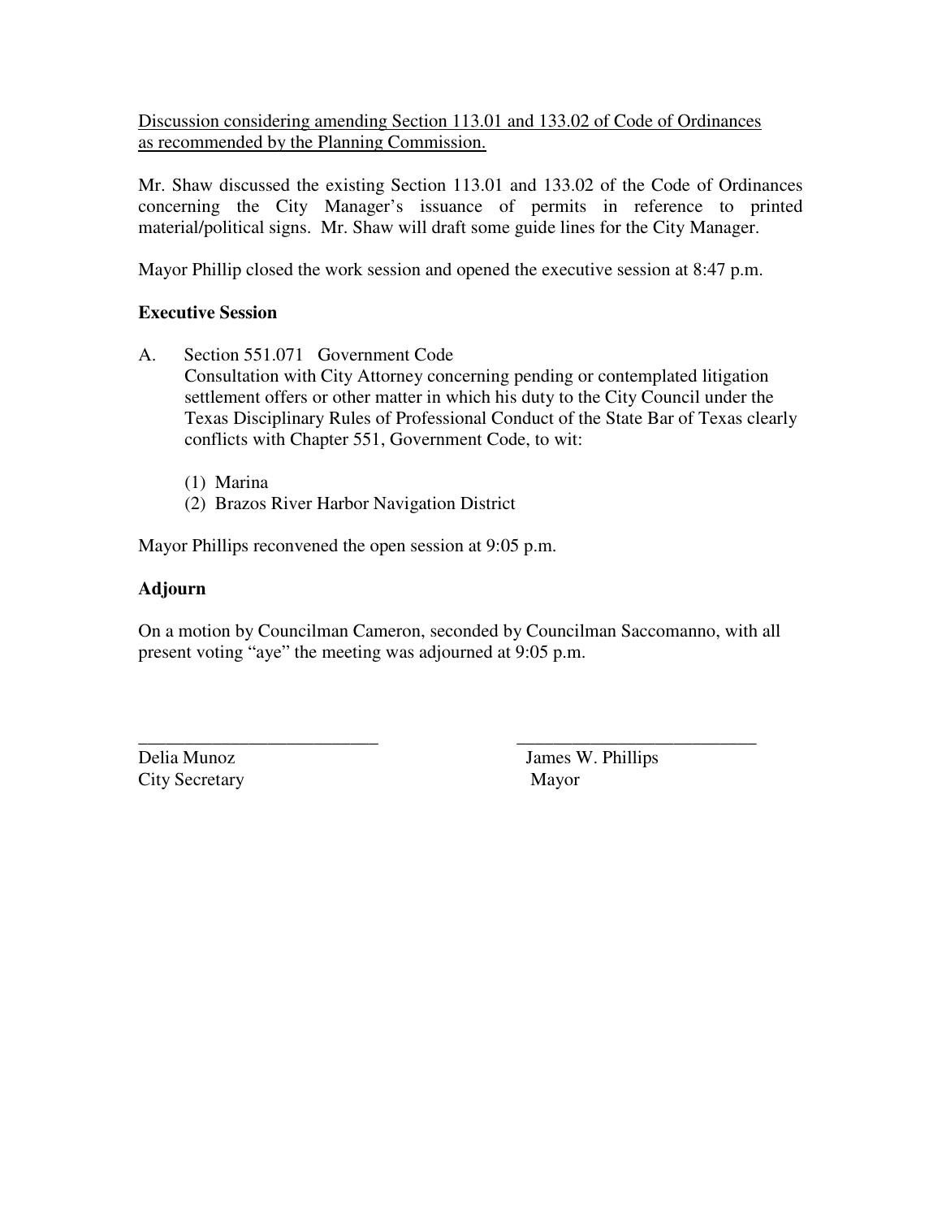<u>Discussion considering amending Section 113.01 and 133.02 of Code of Ordinances as recommended by the Planning Commission.</u>

Mr. Shaw discussed the existing Section 113.01 and 133.02 of the Code of Ordinances concerning the City Manager's issuance of permits in reference to printed material/political signs. Mr. Shaw will draft some guide lines for the City Manager.

Mayor Phillip closed the work session and opened the executive session at 8:47 p.m.

**Executive Session**

A. Section 551.071 Government Code
   Consultation with City Attorney concerning pending or contemplated litigation settlement offers or other matter in which his duty to the City Council under the Texas Disciplinary Rules of Professional Conduct of the State Bar of Texas clearly conflicts with Chapter 551, Government Code, to wit:

   (1) Marina
   (2) Brazos River Harbor Navigation District

Mayor Phillips reconvened the open session at 9:05 p.m.

**Adjourn**

On a motion by Councilman Cameron, seconded by Councilman Saccomanno, with all present voting "aye" the meeting was adjourned at 9:05 p.m.

| | |
|---|---|
| ___________________________ | ___________________________ |
| Delia Munoz | James W. Phillips |
| City Secretary | Mayor |